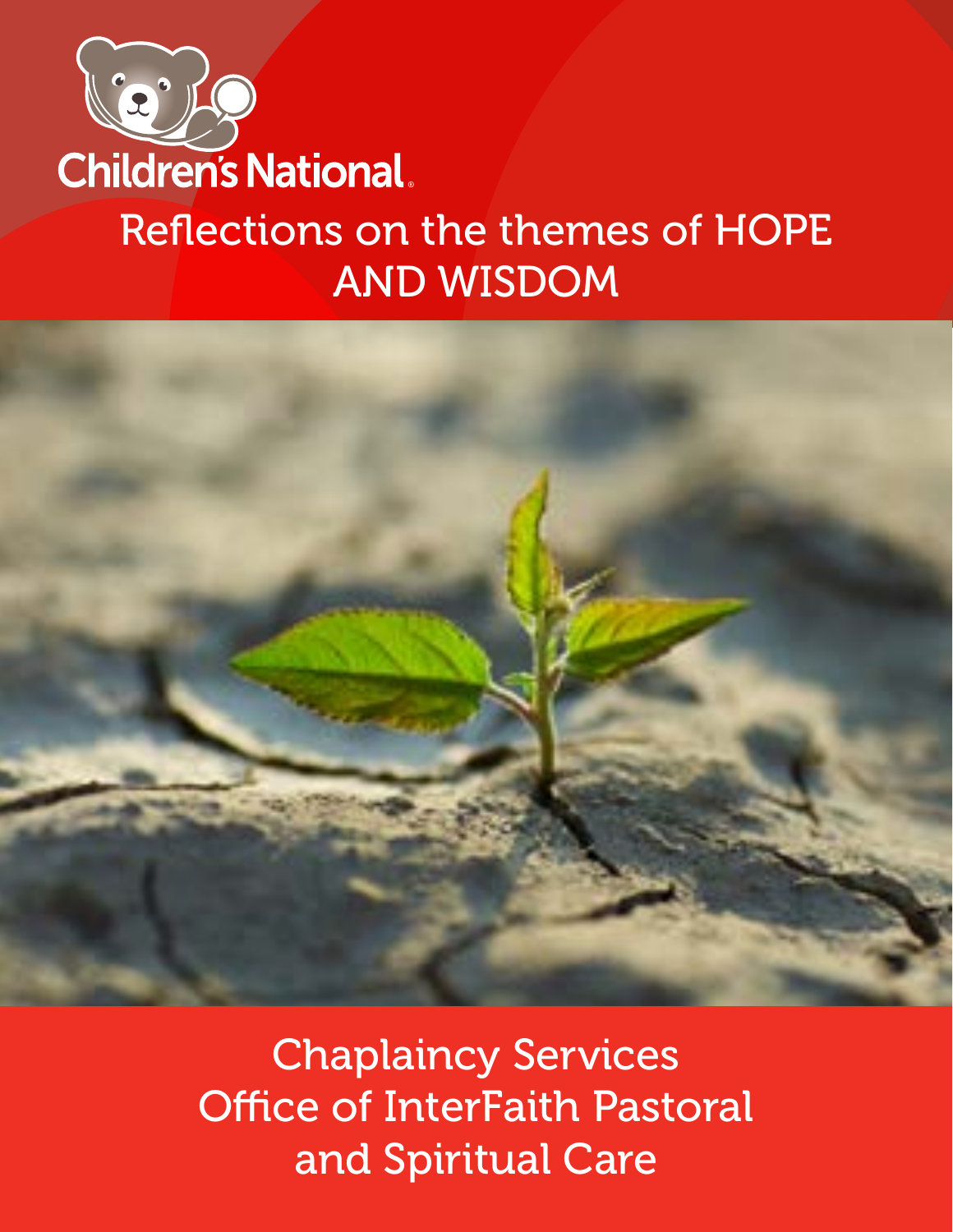Children's National

# Reflections on the themes of HOPE AND WISDOM

Chaplaincy Services
Office of InterFaith Pastoral and Spiritual Care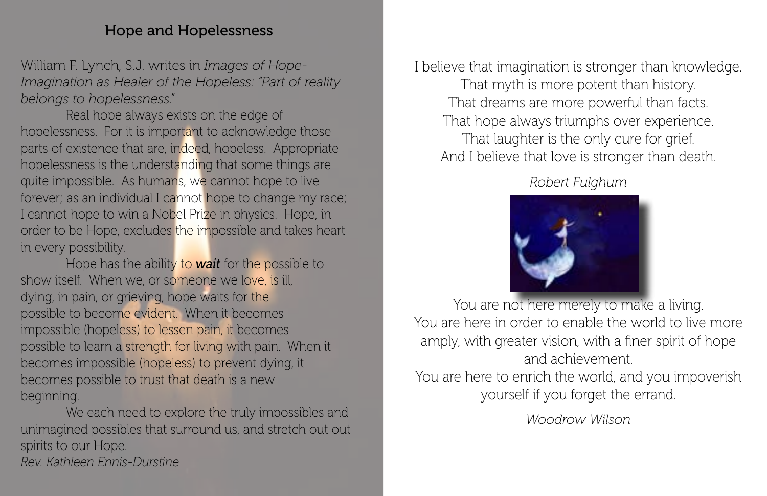## Hope and Hopelessness

William F. Lynch, S.J. writes in *Images of Hope- Imagination as Healer of the Hopeless: "Part of reality belongs to hopelessness."*

Real hope always exists on the edge of hopelessness. For it is important to acknowledge those parts of existence that are, indeed, hopeless. Appropriate hopelessness is the understanding that some things are quite impossible. As humans, we cannot hope to live forever; as an individual I cannot hope to change my race; I cannot hope to win a Nobel Prize in physics. Hope, in order to be Hope, excludes the impossible and takes heart in every possibility.

Hope has the ability to ***wait*** for the possible to show itself. When we, or someone we love, is ill, dying, in pain, or grieving, hope waits for the possible to become evident. When it becomes impossible (hopeless) to lessen pain, it becomes possible to learn a strength for living with pain. When it becomes impossible (hopeless) to prevent dying, it becomes possible to trust that death is a new beginning.

We each need to explore the truly impossibles and unimagined possibles that surround us, and stretch out out spirits to our Hope.

*Rev. Kathleen Ennis-Durstine*

I believe that imagination is stronger than knowledge.
That myth is more potent than history.
That dreams are more powerful than facts.
That hope always triumphs over experience.
That laughter is the only cure for grief.
And I believe that love is stronger than death.

*Robert Fulghum*

You are not here merely to make a living.
You are here in order to enable the world to live more amply, with greater vision, with a finer spirit of hope and achievement.
You are here to enrich the world, and you impoverish yourself if you forget the errand.

*Woodrow Wilson*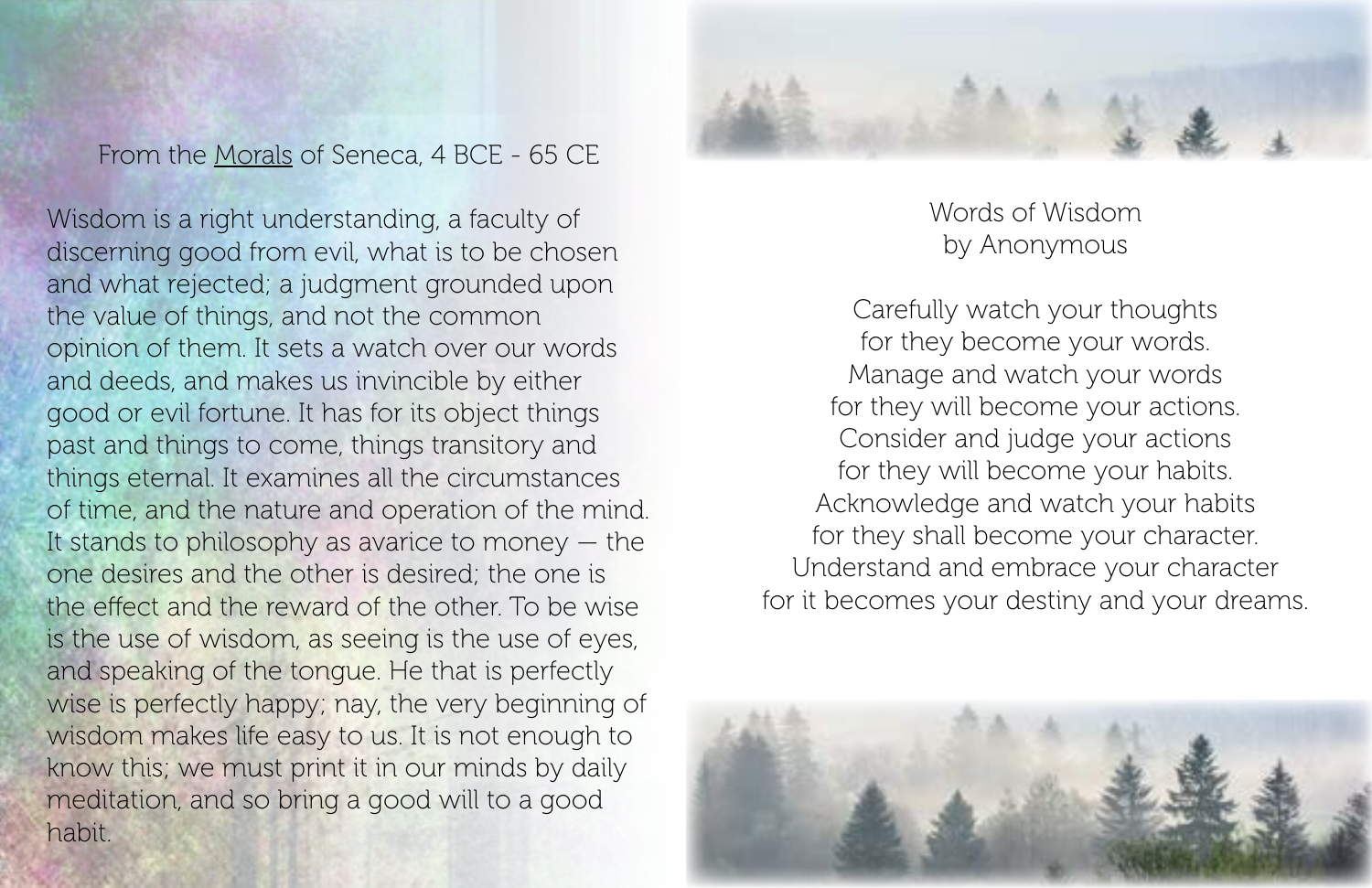From the <u>Morals</u> of Seneca, 4 BCE - 65 CE

Wisdom is a right understanding, a faculty of discerning good from evil, what is to be chosen and what rejected; a judgment grounded upon the value of things, and not the common opinion of them. It sets a watch over our words and deeds, and makes us invincible by either good or evil fortune. It has for its object things past and things to come, things transitory and things eternal. It examines all the circumstances of time, and the nature and operation of the mind. It stands to philosophy as avarice to money — the one desires and the other is desired; the one is the effect and the reward of the other. To be wise is the use of wisdom, as seeing is the use of eyes, and speaking of the tongue. He that is perfectly wise is perfectly happy; nay, the very beginning of wisdom makes life easy to us. It is not enough to know this; we must print it in our minds by daily meditation, and so bring a good will to a good habit.

Words of Wisdom
by Anonymous

Carefully watch your thoughts
for they become your words.
Manage and watch your words
for they will become your actions.
Consider and judge your actions
for they will become your habits.
Acknowledge and watch your habits
for they shall become your character.
Understand and embrace your character
for it becomes your destiny and your dreams.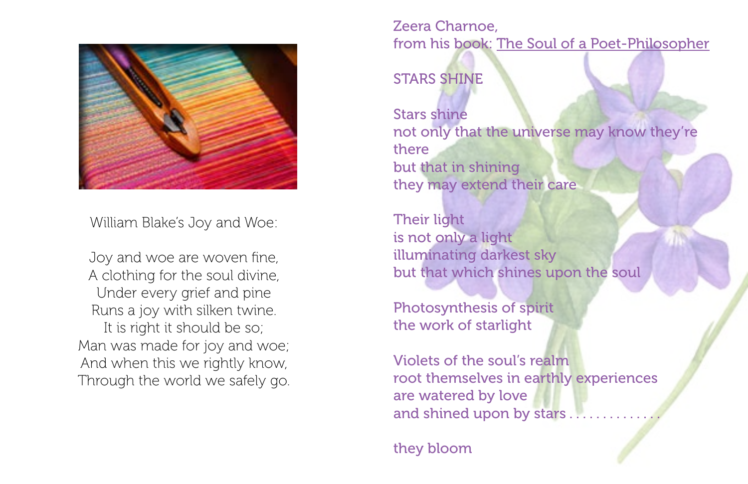William Blake's Joy and Woe:

Joy and woe are woven fine,
A clothing for the soul divine,
Under every grief and pine
Runs a joy with silken twine.
It is right it should be so;
Man was made for joy and woe;
And when this we rightly know,
Through the world we safely go.

Zeera Charnoe,
from his book: The Soul of a Poet-Philosopher

## STARS SHINE

Stars shine
not only that the universe may know they're there
but that in shining
they may extend their care

Their light
is not only a light
illuminating darkest sky
but that which shines upon the soul

Photosynthesis of spirit
the work of starlight

Violets of the soul's realm
root themselves in earthly experiences
are watered by love
and shined upon by stars . . . . . . . . . . . . . .

they bloom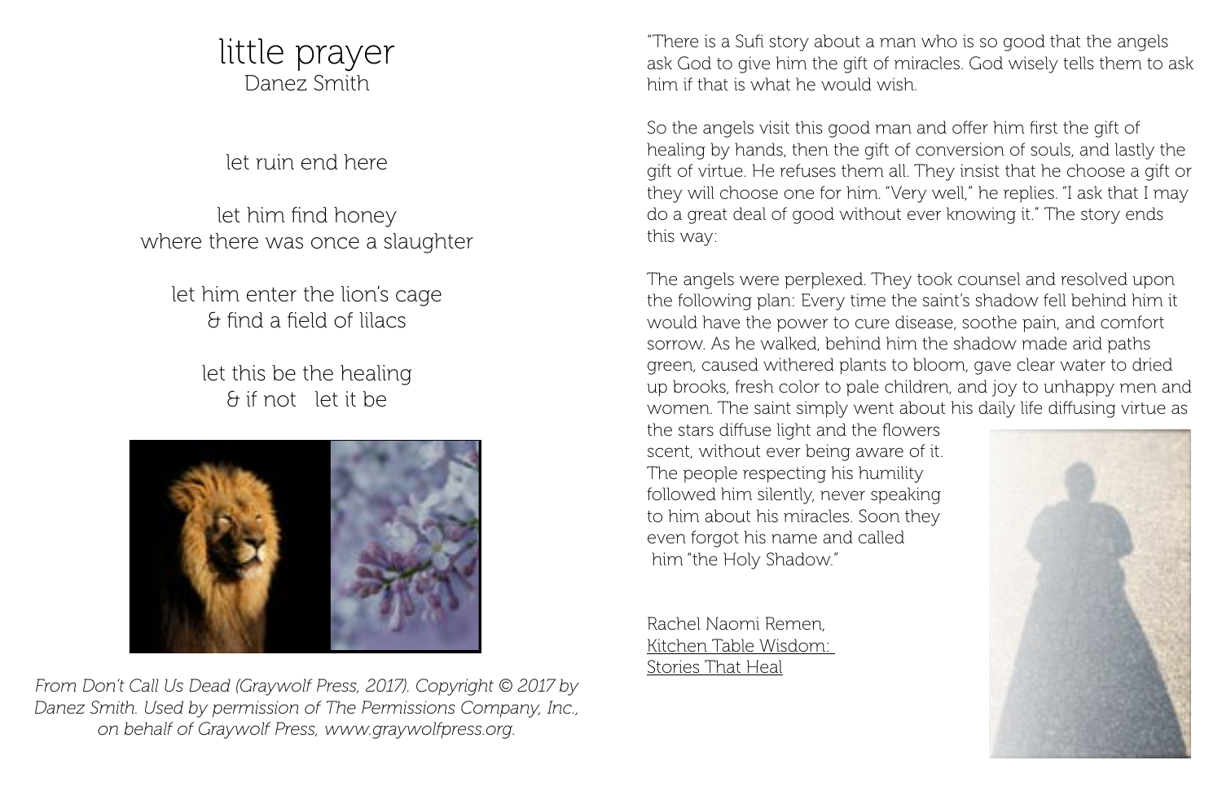# little prayer

Danez Smith

let ruin end here

let him find honey
where there was once a slaughter

let him enter the lion's cage
& find a field of lilacs

let this be the healing
& if not   let it be

*From Don't Call Us Dead (Graywolf Press, 2017). Copyright © 2017 by Danez Smith. Used by permission of The Permissions Company, Inc., on behalf of Graywolf Press, www.graywolfpress.org.*

"There is a Sufi story about a man who is so good that the angels ask God to give him the gift of miracles. God wisely tells them to ask him if that is what he would wish.

So the angels visit this good man and offer him first the gift of healing by hands, then the gift of conversion of souls, and lastly the gift of virtue. He refuses them all. They insist that he choose a gift or they will choose one for him. "Very well," he replies. "I ask that I may do a great deal of good without ever knowing it." The story ends this way:

The angels were perplexed. They took counsel and resolved upon the following plan: Every time the saint's shadow fell behind him it would have the power to cure disease, soothe pain, and comfort sorrow. As he walked, behind him the shadow made arid paths green, caused withered plants to bloom, gave clear water to dried up brooks, fresh color to pale children, and joy to unhappy men and women. The saint simply went about his daily life diffusing virtue as the stars diffuse light and the flowers scent, without ever being aware of it. The people respecting his humility followed him silently, never speaking to him about his miracles. Soon they even forgot his name and called him "the Holy Shadow."

Rachel Naomi Remen,
Kitchen Table Wisdom: Stories That Heal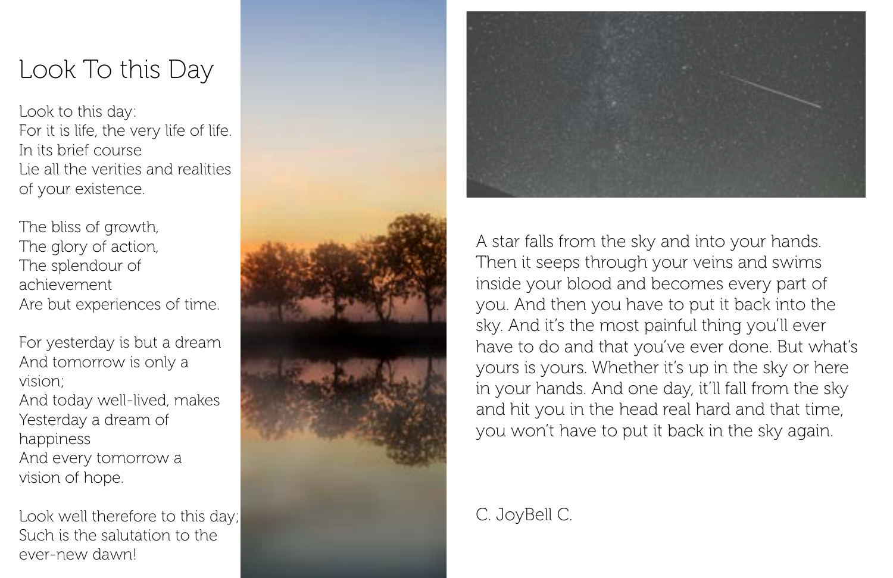# Look To this Day

Look to this day:
For it is life, the very life of life.
In its brief course
Lie all the verities and realities of your existence.

The bliss of growth,
The glory of action,
The splendour of achievement
Are but experiences of time.

For yesterday is but a dream
And tomorrow is only a vision;
And today well-lived, makes
Yesterday a dream of happiness
And every tomorrow a vision of hope.

Look well therefore to this day;
Such is the salutation to the ever-new dawn!

A star falls from the sky and into your hands. Then it seeps through your veins and swims inside your blood and becomes every part of you. And then you have to put it back into the sky. And it's the most painful thing you'll ever have to do and that you've ever done. But what's yours is yours. Whether it's up in the sky or here in your hands. And one day, it'll fall from the sky and hit you in the head real hard and that time, you won't have to put it back in the sky again.

C. JoyBell C.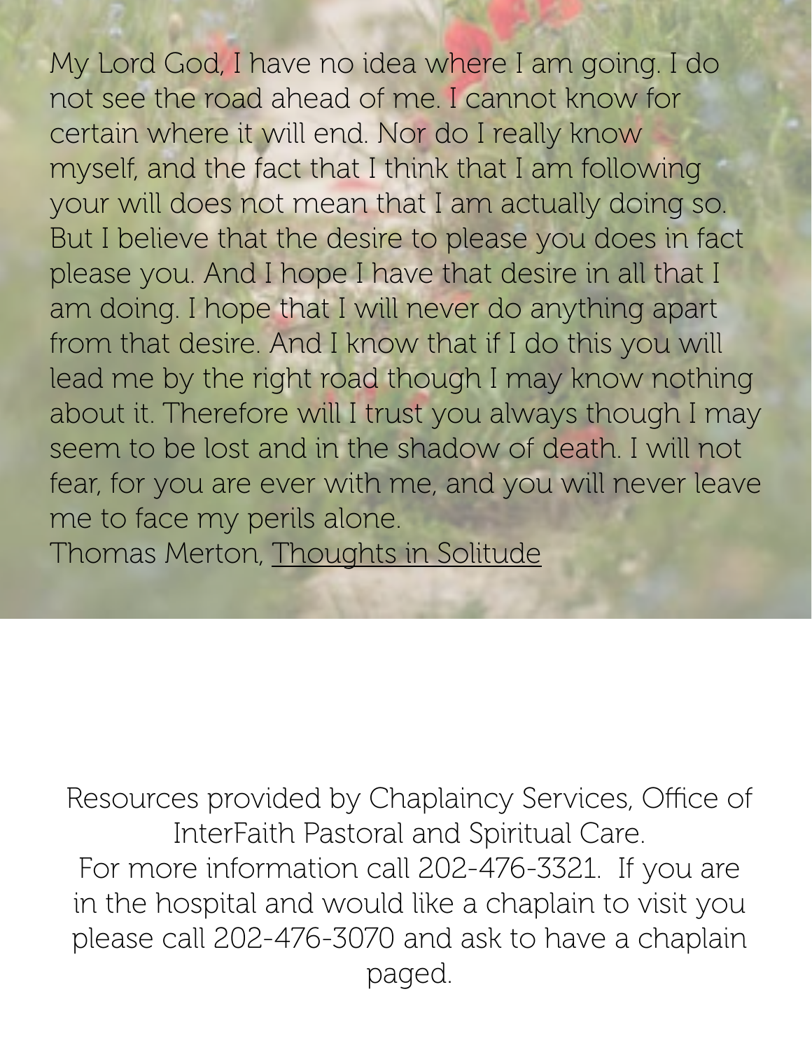My Lord God, I have no idea where I am going. I do not see the road ahead of me. I cannot know for certain where it will end. Nor do I really know myself, and the fact that I think that I am following your will does not mean that I am actually doing so. But I believe that the desire to please you does in fact please you. And I hope I have that desire in all that I am doing. I hope that I will never do anything apart from that desire. And I know that if I do this you will lead me by the right road though I may know nothing about it. Therefore will I trust you always though I may seem to be lost and in the shadow of death. I will not fear, for you are ever with me, and you will never leave me to face my perils alone.
Thomas Merton, Thoughts in Solitude

Resources provided by Chaplaincy Services, Office of InterFaith Pastoral and Spiritual Care.
For more information call 202-476-3321. If you are in the hospital and would like a chaplain to visit you please call 202-476-3070 and ask to have a chaplain paged.